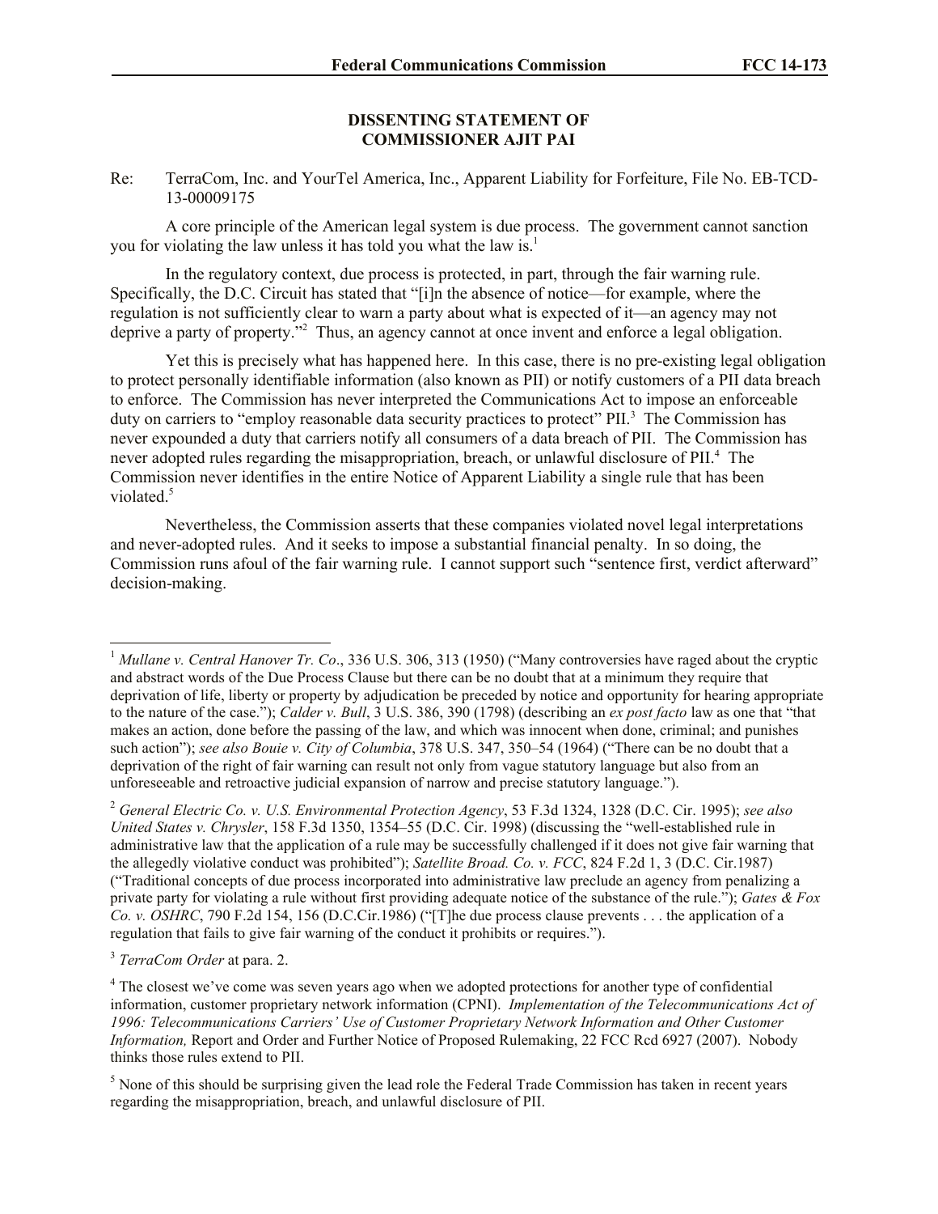## DISSENTING STATEMENT OF COMMISSIONER AJIT PAI

Re: TerraCom, Inc. and YourTel America, Inc., Apparent Liability for Forfeiture, File No. EB-TCD-13-00009175

A core principle of the American legal system is due process. The government cannot sanction you for violating the law unless it has told you what the law is.[1]

In the regulatory context, due process is protected, in part, through the fair warning rule. Specifically, the D.C. Circuit has stated that "[i]n the absence of notice—for example, where the regulation is not sufficiently clear to warn a party about what is expected of it—an agency may not deprive a party of property."[2] Thus, an agency cannot at once invent and enforce a legal obligation.

Yet this is precisely what has happened here. In this case, there is no pre-existing legal obligation to protect personally identifiable information (also known as PII) or notify customers of a PII data breach to enforce. The Commission has never interpreted the Communications Act to impose an enforceable duty on carriers to "employ reasonable data security practices to protect" PII.[3] The Commission has never expounded a duty that carriers notify all consumers of a data breach of PII. The Commission has never adopted rules regarding the misappropriation, breach, or unlawful disclosure of PII.[4] The Commission never identifies in the entire Notice of Apparent Liability a single rule that has been violated.[5]

Nevertheless, the Commission asserts that these companies violated novel legal interpretations and never-adopted rules. And it seeks to impose a substantial financial penalty. In so doing, the Commission runs afoul of the fair warning rule. I cannot support such "sentence first, verdict afterward" decision-making.

---

[1] *Mullane v. Central Hanover Tr. Co*., 336 U.S. 306, 313 (1950) ("Many controversies have raged about the cryptic and abstract words of the Due Process Clause but there can be no doubt that at a minimum they require that deprivation of life, liberty or property by adjudication be preceded by notice and opportunity for hearing appropriate to the nature of the case."); *Calder v. Bull*, 3 U.S. 386, 390 (1798) (describing an *ex post facto* law as one that "that makes an action, done before the passing of the law, and which was innocent when done, criminal; and punishes such action"); *see also Bouie v. City of Columbia*, 378 U.S. 347, 350–54 (1964) ("There can be no doubt that a deprivation of the right of fair warning can result not only from vague statutory language but also from an unforeseeable and retroactive judicial expansion of narrow and precise statutory language.").

[2] *General Electric Co. v. U.S. Environmental Protection Agency*, 53 F.3d 1324, 1328 (D.C. Cir. 1995); *see also United States v. Chrysler*, 158 F.3d 1350, 1354–55 (D.C. Cir. 1998) (discussing the "well-established rule in administrative law that the application of a rule may be successfully challenged if it does not give fair warning that the allegedly violative conduct was prohibited"); *Satellite Broad. Co. v. FCC*, 824 F.2d 1, 3 (D.C. Cir.1987) ("Traditional concepts of due process incorporated into administrative law preclude an agency from penalizing a private party for violating a rule without first providing adequate notice of the substance of the rule."); *Gates & Fox Co. v. OSHRC*, 790 F.2d 154, 156 (D.C.Cir.1986) ("[T]he due process clause prevents . . . the application of a regulation that fails to give fair warning of the conduct it prohibits or requires.").

[3] *TerraCom Order* at para. 2.

[4] The closest we've come was seven years ago when we adopted protections for another type of confidential information, customer proprietary network information (CPNI). *Implementation of the Telecommunications Act of 1996: Telecommunications Carriers' Use of Customer Proprietary Network Information and Other Customer Information,* Report and Order and Further Notice of Proposed Rulemaking, 22 FCC Rcd 6927 (2007). Nobody thinks those rules extend to PII.

[5] None of this should be surprising given the lead role the Federal Trade Commission has taken in recent years regarding the misappropriation, breach, and unlawful disclosure of PII.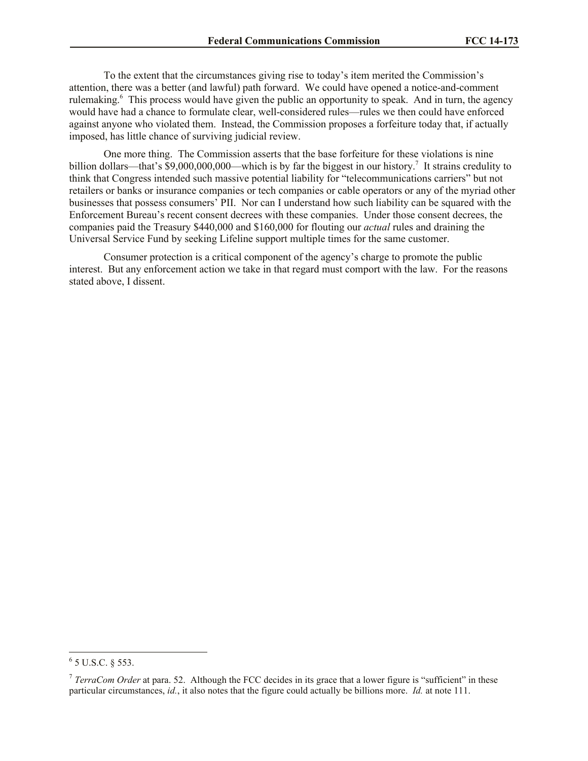To the extent that the circumstances giving rise to today's item merited the Commission's attention, there was a better (and lawful) path forward. We could have opened a notice-and-comment rulemaking.[6] This process would have given the public an opportunity to speak. And in turn, the agency would have had a chance to formulate clear, well-considered rules—rules we then could have enforced against anyone who violated them. Instead, the Commission proposes a forfeiture today that, if actually imposed, has little chance of surviving judicial review.

One more thing. The Commission asserts that the base forfeiture for these violations is nine billion dollars—that's $9,000,000,000—which is by far the biggest in our history.[7] It strains credulity to think that Congress intended such massive potential liability for "telecommunications carriers" but not retailers or banks or insurance companies or tech companies or cable operators or any of the myriad other businesses that possess consumers' PII. Nor can I understand how such liability can be squared with the Enforcement Bureau's recent consent decrees with these companies. Under those consent decrees, the companies paid the Treasury $440,000 and $160,000 for flouting our *actual* rules and draining the Universal Service Fund by seeking Lifeline support multiple times for the same customer.

Consumer protection is a critical component of the agency's charge to promote the public interest. But any enforcement action we take in that regard must comport with the law. For the reasons stated above, I dissent.

---

[6] 5 U.S.C. § 553.

[7] *TerraCom Order* at para. 52. Although the FCC decides in its grace that a lower figure is "sufficient" in these particular circumstances, *id.*, it also notes that the figure could actually be billions more. *Id.* at note 111.